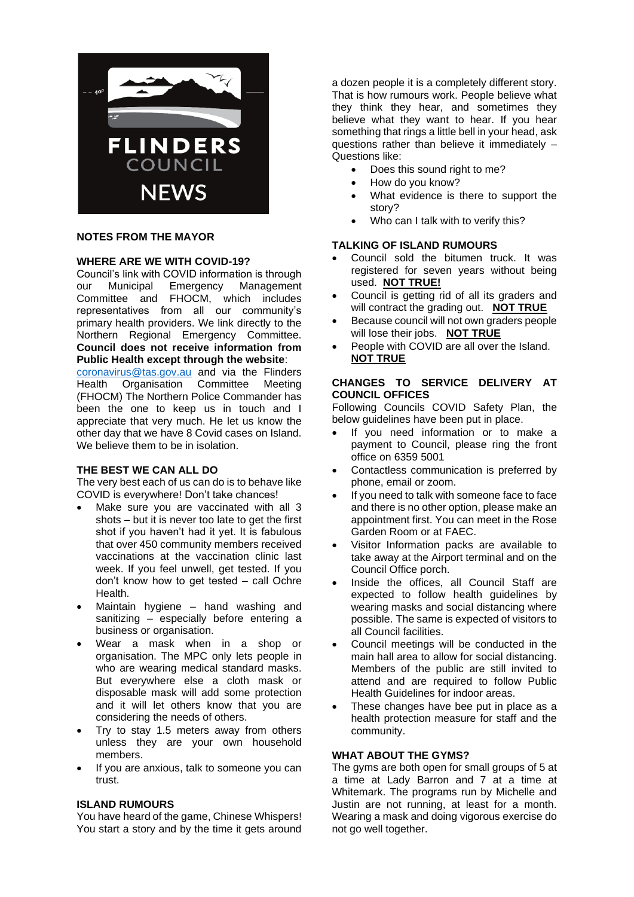# FLINDERS COUNCIL NEWS

## NOTES FROM THE MAYOR

### WHERE ARE WE WITH COVID-19?

Council's link with COVID information is through our Municipal Emergency Management Committee and FHOCM, which includes representatives from all our community's primary health providers. We link directly to the Northern Regional Emergency Committee. **Council does not receive information from Public Health except through the website**: coronavirus@tas.gov.au and via the Flinders Health Organisation Committee Meeting (FHOCM) The Northern Police Commander has been the one to keep us in touch and I appreciate that very much. He let us know the other day that we have 8 Covid cases on Island. We believe them to be in isolation.

### THE BEST WE CAN ALL DO

The very best each of us can do is to behave like COVID is everywhere! Don't take chances!

- Make sure you are vaccinated with all 3 shots – but it is never too late to get the first shot if you haven't had it yet. It is fabulous that over 450 community members received vaccinations at the vaccination clinic last week. If you feel unwell, get tested. If you don't know how to get tested – call Ochre Health.
- Maintain hygiene – hand washing and sanitizing – especially before entering a business or organisation.
- Wear a mask when in a shop or organisation. The MPC only lets people in who are wearing medical standard masks. But everywhere else a cloth mask or disposable mask will add some protection and it will let others know that you are considering the needs of others.
- Try to stay 1.5 meters away from others unless they are your own household members.
- If you are anxious, talk to someone you can trust.

### ISLAND RUMOURS

You have heard of the game, Chinese Whispers! You start a story and by the time it gets around a dozen people it is a completely different story. That is how rumours work. People believe what they think they hear, and sometimes they believe what they want to hear. If you hear something that rings a little bell in your head, ask questions rather than believe it immediately – Questions like:

- Does this sound right to me?
- How do you know?
- What evidence is there to support the story?
- Who can I talk with to verify this?

### TALKING OF ISLAND RUMOURS

- Council sold the bitumen truck. It was registered for seven years without being used. **NOT TRUE!**
- Council is getting rid of all its graders and will contract the grading out. **NOT TRUE**
- Because council will not own graders people will lose their jobs. **NOT TRUE**
- People with COVID are all over the Island. **NOT TRUE**

### CHANGES TO SERVICE DELIVERY AT COUNCIL OFFICES

Following Councils COVID Safety Plan, the below guidelines have been put in place.

- If you need information or to make a payment to Council, please ring the front office on 6359 5001
- Contactless communication is preferred by phone, email or zoom.
- If you need to talk with someone face to face and there is no other option, please make an appointment first. You can meet in the Rose Garden Room or at FAEC.
- Visitor Information packs are available to take away at the Airport terminal and on the Council Office porch.
- Inside the offices, all Council Staff are expected to follow health guidelines by wearing masks and social distancing where possible. The same is expected of visitors to all Council facilities.
- Council meetings will be conducted in the main hall area to allow for social distancing. Members of the public are still invited to attend and are required to follow Public Health Guidelines for indoor areas.
- These changes have bee put in place as a health protection measure for staff and the community.

### WHAT ABOUT THE GYMS?

The gyms are both open for small groups of 5 at a time at Lady Barron and 7 at a time at Whitemark. The programs run by Michelle and Justin are not running, at least for a month. Wearing a mask and doing vigorous exercise do not go well together.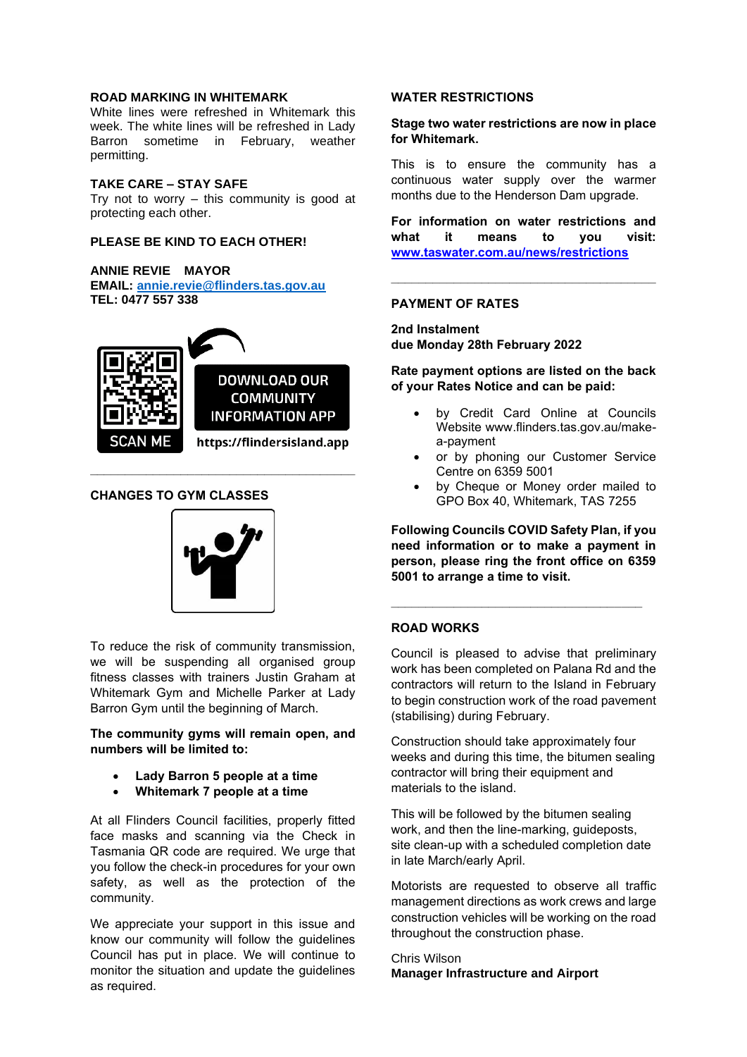## ROAD MARKING IN WHITEMARK

White lines were refreshed in Whitemark this week. The white lines will be refreshed in Lady Barron sometime in February, weather permitting.

## TAKE CARE – STAY SAFE

Try not to worry – this community is good at protecting each other.

## PLEASE BE KIND TO EACH OTHER!

**ANNIE REVIE MAYOR**
**EMAIL: annie.revie@flinders.tas.gov.au**
**TEL: 0477 557 338**

SCAN ME

DOWNLOAD OUR COMMUNITY INFORMATION APP

**https://flindersisland.app**

---

## CHANGES TO GYM CLASSES

To reduce the risk of community transmission, we will be suspending all organised group fitness classes with trainers Justin Graham at Whitemark Gym and Michelle Parker at Lady Barron Gym until the beginning of March.

**The community gyms will remain open, and numbers will be limited to:**

- **Lady Barron 5 people at a time**
- **Whitemark 7 people at a time**

At all Flinders Council facilities, properly fitted face masks and scanning via the Check in Tasmania QR code are required. We urge that you follow the check-in procedures for your own safety, as well as the protection of the community.

We appreciate your support in this issue and know our community will follow the guidelines Council has put in place. We will continue to monitor the situation and update the guidelines as required.

## WATER RESTRICTIONS

**Stage two water restrictions are now in place for Whitemark.**

This is to ensure the community has a continuous water supply over the warmer months due to the Henderson Dam upgrade.

**For information on water restrictions and what it means to you visit: www.taswater.com.au/news/restrictions**

---

## PAYMENT OF RATES

**2nd Instalment**
**due Monday 28th February 2022**

**Rate payment options are listed on the back of your Rates Notice and can be paid:**

- by Credit Card Online at Councils Website www.flinders.tas.gov.au/make-a-payment
- or by phoning our Customer Service Centre on 6359 5001
- by Cheque or Money order mailed to GPO Box 40, Whitemark, TAS 7255

**Following Councils COVID Safety Plan, if you need information or to make a payment in person, please ring the front office on 6359 5001 to arrange a time to visit.**

---

## ROAD WORKS

Council is pleased to advise that preliminary work has been completed on Palana Rd and the contractors will return to the Island in February to begin construction work of the road pavement (stabilising) during February.

Construction should take approximately four weeks and during this time, the bitumen sealing contractor will bring their equipment and materials to the island.

This will be followed by the bitumen sealing work, and then the line-marking, guideposts, site clean-up with a scheduled completion date in late March/early April.

Motorists are requested to observe all traffic management directions as work crews and large construction vehicles will be working on the road throughout the construction phase.

Chris Wilson
**Manager Infrastructure and Airport**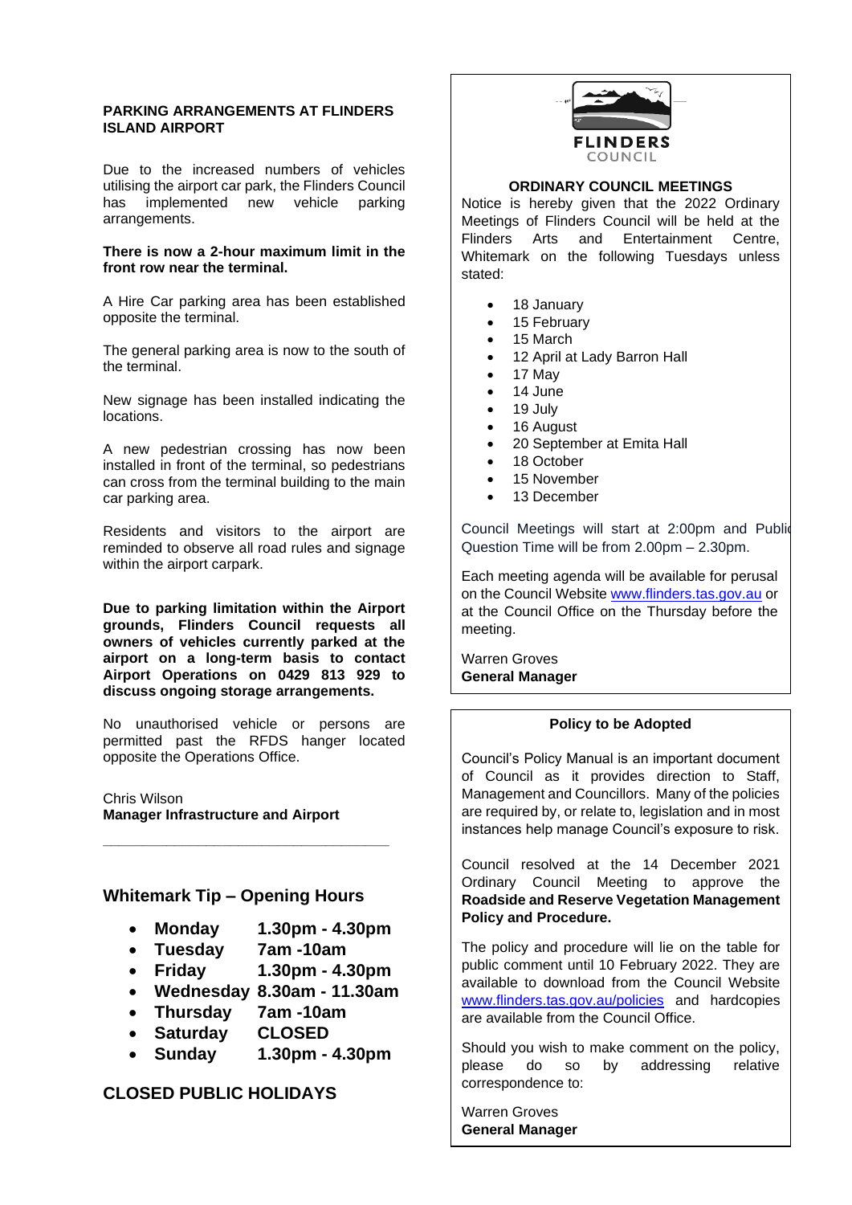## PARKING ARRANGEMENTS AT FLINDERS ISLAND AIRPORT

Due to the increased numbers of vehicles utilising the airport car park, the Flinders Council has implemented new vehicle parking arrangements.

**There is now a 2-hour maximum limit in the front row near the terminal.**

A Hire Car parking area has been established opposite the terminal.

The general parking area is now to the south of the terminal.

New signage has been installed indicating the locations.

A new pedestrian crossing has now been installed in front of the terminal, so pedestrians can cross from the terminal building to the main car parking area.

Residents and visitors to the airport are reminded to observe all road rules and signage within the airport carpark.

**Due to parking limitation within the Airport grounds, Flinders Council requests all owners of vehicles currently parked at the airport on a long-term basis to contact Airport Operations on 0429 813 929 to discuss ongoing storage arrangements.**

No unauthorised vehicle or persons are permitted past the RFDS hanger located opposite the Operations Office.

Chris Wilson
**Manager Infrastructure and Airport**

---

## Whitemark Tip – Opening Hours

- **Monday** **1.30pm - 4.30pm**
- **Tuesday** **7am -10am**
- **Friday** **1.30pm - 4.30pm**
- **Wednesday** **8.30am - 11.30am**
- **Thursday** **7am -10am**
- **Saturday** **CLOSED**
- **Sunday** **1.30pm - 4.30pm**

## CLOSED PUBLIC HOLIDAYS

FLINDERS COUNCIL

### ORDINARY COUNCIL MEETINGS

Notice is hereby given that the 2022 Ordinary Meetings of Flinders Council will be held at the Flinders Arts and Entertainment Centre, Whitemark on the following Tuesdays unless stated:

- 18 January
- 15 February
- 15 March
- 12 April at Lady Barron Hall
- 17 May
- 14 June
- 19 July
- 16 August
- 20 September at Emita Hall
- 18 October
- 15 November
- 13 December

Council Meetings will start at 2:00pm and Public Question Time will be from 2.00pm – 2.30pm.

Each meeting agenda will be available for perusal on the Council Website www.flinders.tas.gov.au or at the Council Office on the Thursday before the meeting.

Warren Groves
**General Manager**

### Policy to be Adopted

Council's Policy Manual is an important document of Council as it provides direction to Staff, Management and Councillors. Many of the policies are required by, or relate to, legislation and in most instances help manage Council's exposure to risk.

Council resolved at the 14 December 2021 Ordinary Council Meeting to approve the **Roadside and Reserve Vegetation Management Policy and Procedure.**

The policy and procedure will lie on the table for public comment until 10 February 2022. They are available to download from the Council Website www.flinders.tas.gov.au/policies and hardcopies are available from the Council Office.

Should you wish to make comment on the policy, please do so by addressing relative correspondence to:

Warren Groves
**General Manager**